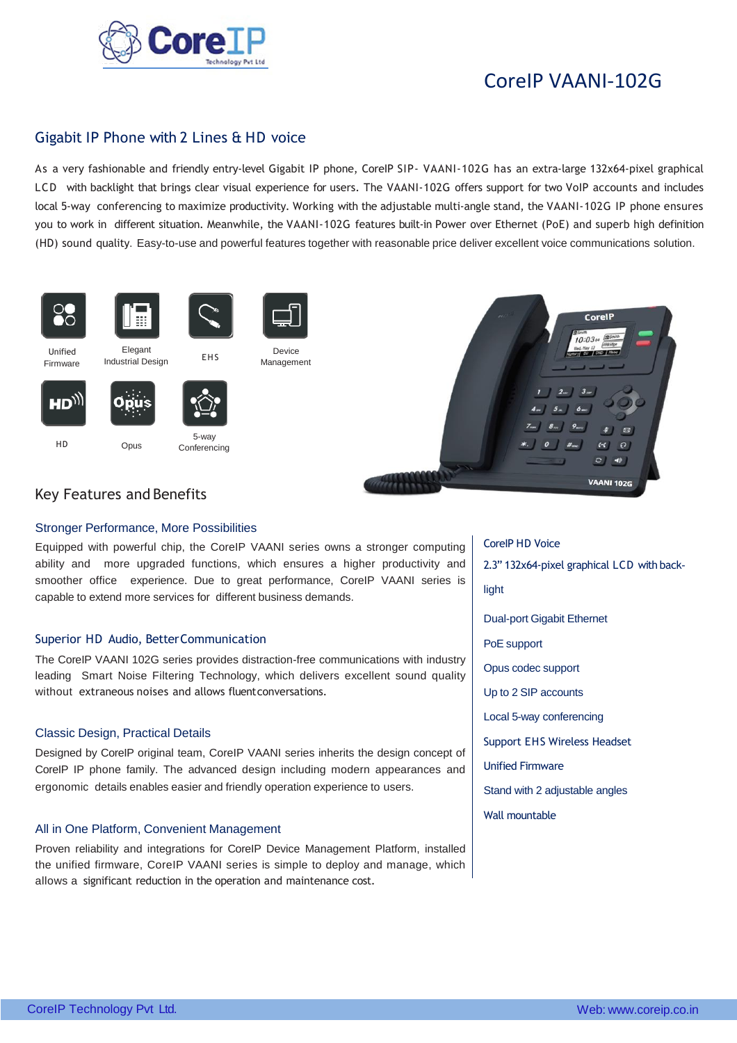# CoreIP VAANI-102G

## Gigabit IP Phone with 2 Lines & HD voice

As a very fashionable and friendly entry-level Gigabit IP phone, CoreIP SIP- VAANI-102G has an extra-large 132x64-pixel graphical LCD with backlight that brings clear visual experience for users. The VAANI-102G offers support for two VoIP accounts and includes local 5-way conferencing to maximize productivity. Working with the adjustable multi-angle stand, the VAANI-102G IP phone ensures you to work in different situation. Meanwhile, the VAANI-102G features built-in Power over Ethernet (PoE) and superb high definition (HD) sound quality. Easy-to-use and powerful features together with reasonable price deliver excellent voice communications solution.

Unified Firmware

Elegant Industrial Design

EHS

Device Management

HD

Opus

5-way Conferencing

## Key Features and Benefits

### Stronger Performance, More Possibilities

Equipped with powerful chip, the CoreIP VAANI series owns a stronger computing ability and more upgraded functions, which ensures a higher productivity and smoother office experience. Due to great performance, CoreIP VAANI series is capable to extend more services for different business demands.

### Superior HD Audio, Better Communication

The CoreIP VAANI 102G series provides distraction-free communications with industry leading Smart Noise Filtering Technology, which delivers excellent sound quality without extraneous noises and allows fluent conversations.

### Classic Design, Practical Details

Designed by CoreIP original team, CoreIP VAANI series inherits the design concept of CoreIP IP phone family. The advanced design including modern appearances and ergonomic details enables easier and friendly operation experience to users.

### All in One Platform, Convenient Management

Proven reliability and integrations for CoreIP Device Management Platform, installed the unified firmware, CoreIP VAANI series is simple to deploy and manage, which allows a significant reduction in the operation and maintenance cost.

- CoreIP HD Voice
- 2.3” 132x64-pixel graphical LCD with back-light
- Dual-port Gigabit Ethernet
- PoE support
- Opus codec support
- Up to 2 SIP accounts
- Local 5-way conferencing
- Support EHS Wireless Headset
- Unified Firmware
- Stand with 2 adjustable angles
- Wall mountable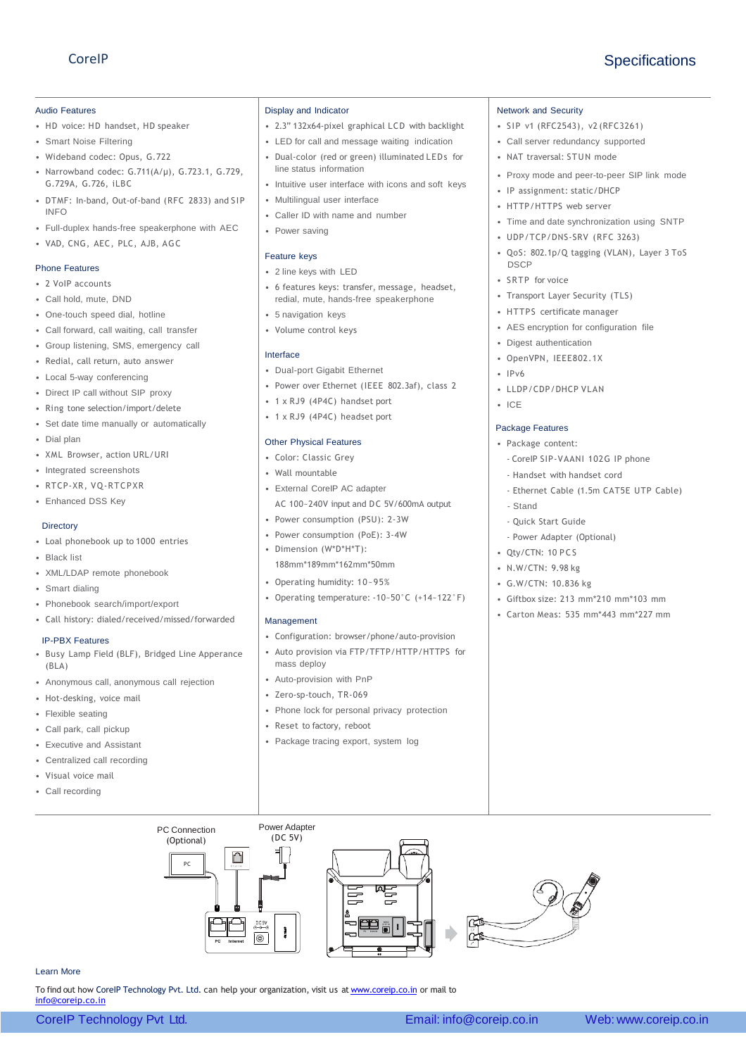# Specifications

## Audio Features

- HD voice: HD handset, HD speaker
- Smart Noise Filtering
- Wideband codec: Opus, G.722
- Narrowband codec: G.711(A/μ), G.723.1, G.729, G.729A, G.726, iLBC
- DTMF: In-band, Out-of-band (RFC 2833) and SIP INFO
- Full-duplex hands-free speakerphone with AEC
- VAD, CNG, AEC, PLC, AJB, AGC

## Phone Features

- 2 VoIP accounts
- Call hold, mute, DND
- One-touch speed dial, hotline
- Call forward, call waiting, call transfer
- Group listening, SMS, emergency call
- Redial, call return, auto answer
- Local 5-way conferencing
- Direct IP call without SIP proxy
- Ring tone selection/import/delete
- Set date time manually or automatically
- Dial plan
- XML Browser, action URL/URI
- Integrated screenshots
- RTCP-XR, VQ-RTCPXR
- Enhanced DSS Key

## Directory

- Loal phonebook up to 1000 entries
- Black list
- XML/LDAP remote phonebook
- Smart dialing
- Phonebook search/import/export
- Call history: dialed/received/missed/forwarded

## IP-PBX Features

- Busy Lamp Field (BLF), Bridged Line Apperance (BLA)
- Anonymous call, anonymous call rejection
- Hot-desking, voice mail
- Flexible seating
- Call park, call pickup
- Executive and Assistant
- Centralized call recording
- Visual voice mail
- Call recording

## Display and Indicator

- 2.3” 132x64-pixel graphical LCD with backlight
- LED for call and message waiting indication
- Dual-color (red or green) illuminated LEDs for line status information
- Intuitive user interface with icons and soft keys
- Multilingual user interface
- Caller ID with name and number
- Power saving

## Feature keys

- 2 line keys with LED
- 6 features keys: transfer, message, headset, redial, mute, hands-free speakerphone
- 5 navigation keys
- Volume control keys

## Interface

- Dual-port Gigabit Ethernet
- Power over Ethernet (IEEE 802.3af), class 2
- 1 x RJ9 (4P4C) handset port
- 1 x RJ9 (4P4C) headset port

## Other Physical Features

- Color: Classic Grey
- Wall mountable
- External CoreIP AC adapter
  AC 100~240V input and DC 5V/600mA output
- Power consumption (PSU): 2-3W
- Power consumption (PoE): 3-4W
- Dimension (W\*D\*H\*T):
  188mm\*189mm\*162mm\*50mm
- Operating humidity: 10~95%
- Operating temperature: -10~50°C (+14~122°F)

## Management

- Configuration: browser/phone/auto-provision
- Auto provision via FTP/TFTP/HTTP/HTTPS for mass deploy
- Auto-provision with PnP
- Zero-sp-touch, TR-069
- Phone lock for personal privacy protection
- Reset to factory, reboot
- Package tracing export, system log

## Network and Security

- SIP v1 (RFC2543), v2 (RFC3261)
- Call server redundancy supported
- NAT traversal: STUN mode
- Proxy mode and peer-to-peer SIP link mode
- IP assignment: static/DHCP
- HTTP/HTTPS web server
- Time and date synchronization using SNTP
- UDP/TCP/DNS-SRV (RFC 3263)
- QoS: 802.1p/Q tagging (VLAN), Layer 3 ToS DSCP
- SRTP for voice
- Transport Layer Security (TLS)
- HTTPS certificate manager
- AES encryption for configuration file
- Digest authentication
- OpenVPN, IEEE802.1X
- IPv6
- LLDP/CDP/DHCP VLAN
- ICE

## Package Features

- Package content:
  - CoreIP SIP-VAANI 102G IP phone
  - Handset with handset cord
  - Ethernet Cable (1.5m CAT5E UTP Cable)
  - Stand
  - Quick Start Guide
  - Power Adapter (Optional)
- Qty/CTN: 10 PCS
- N.W/CTN: 9.98 kg
- G.W/CTN: 10.836 kg
- Giftbox size: 213 mm\*210 mm\*103 mm
- Carton Meas: 535 mm\*443 mm\*227 mm

PC Connection (Optional)

Power Adapter (DC 5V)

PC

PC Internet

DC 5V

## Learn More

To find out how CoreIP Technology Pvt. Ltd. can help your organization, visit us at www.coreip.co.in or mail to info@coreip.co.in

CoreIP Technology Pvt Ltd. Email: info@coreip.co.in Web: www.coreip.co.in